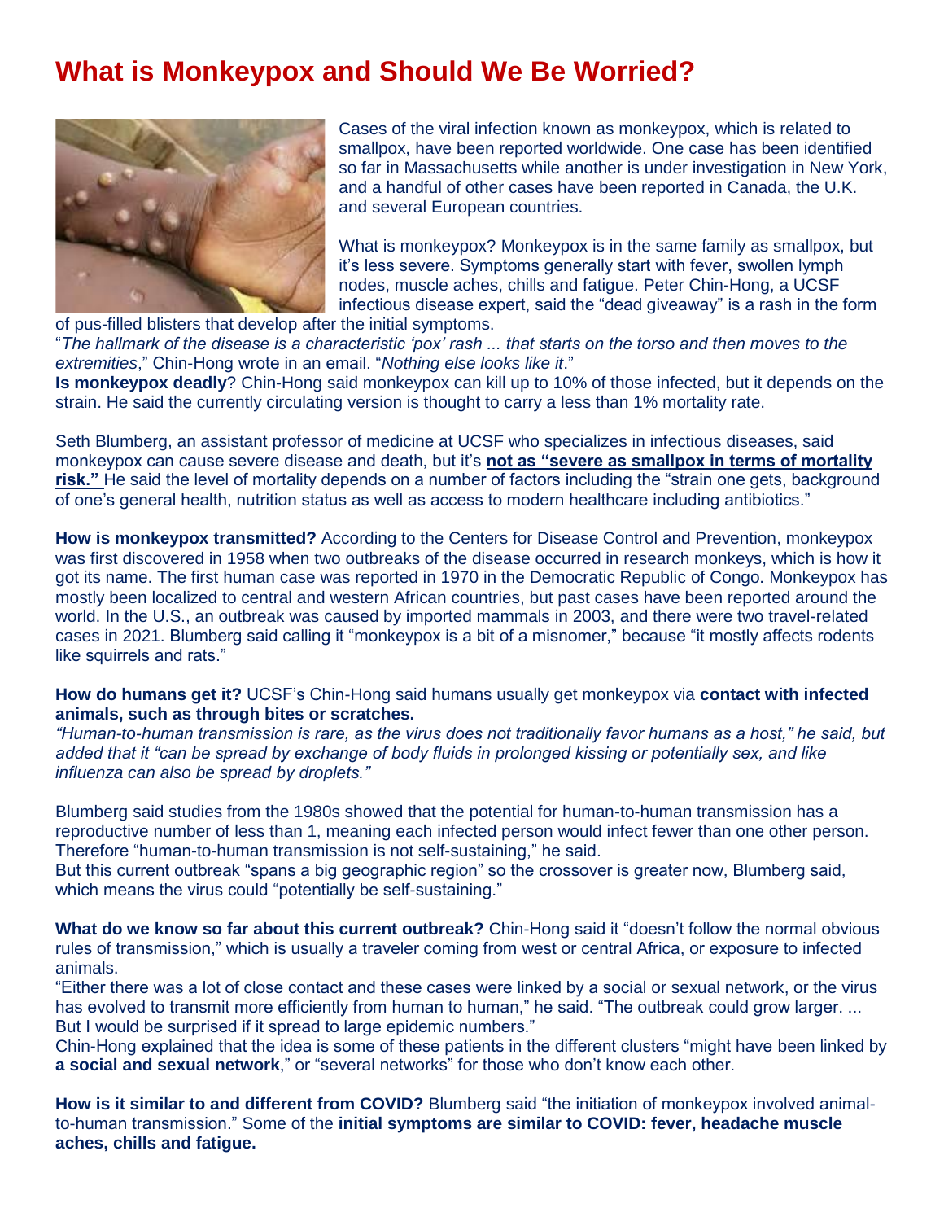# What is Monkeypox and Should We Be Worried?

Cases of the viral infection known as monkeypox, which is related to smallpox, have been reported worldwide. One case has been identified so far in Massachusetts while another is under investigation in New York, and a handful of other cases have been reported in Canada, the U.K. and several European countries.

What is monkeypox? Monkeypox is in the same family as smallpox, but it's less severe. Symptoms generally start with fever, swollen lymph nodes, muscle aches, chills and fatigue. Peter Chin-Hong, a UCSF infectious disease expert, said the "dead giveaway" is a rash in the form of pus-filled blisters that develop after the initial symptoms.

"*The hallmark of the disease is a characteristic 'pox' rash ... that starts on the torso and then moves to the extremities*," Chin-Hong wrote in an email. "*Nothing else looks like it*."

**Is monkeypox deadly**? Chin-Hong said monkeypox can kill up to 10% of those infected, but it depends on the strain. He said the currently circulating version is thought to carry a less than 1% mortality rate.

Seth Blumberg, an assistant professor of medicine at UCSF who specializes in infectious diseases, said monkeypox can cause severe disease and death, but it's **not as "severe as smallpox in terms of mortality risk."** He said the level of mortality depends on a number of factors including the "strain one gets, background of one's general health, nutrition status as well as access to modern healthcare including antibiotics."

**How is monkeypox transmitted?** According to the Centers for Disease Control and Prevention, monkeypox was first discovered in 1958 when two outbreaks of the disease occurred in research monkeys, which is how it got its name. The first human case was reported in 1970 in the Democratic Republic of Congo. Monkeypox has mostly been localized to central and western African countries, but past cases have been reported around the world. In the U.S., an outbreak was caused by imported mammals in 2003, and there were two travel-related cases in 2021. Blumberg said calling it "monkeypox is a bit of a misnomer," because "it mostly affects rodents like squirrels and rats."

**How do humans get it?** UCSF's Chin-Hong said humans usually get monkeypox via **contact with infected animals, such as through bites or scratches.**

*"Human-to-human transmission is rare, as the virus does not traditionally favor humans as a host," he said, but added that it "can be spread by exchange of body fluids in prolonged kissing or potentially sex, and like influenza can also be spread by droplets."*

Blumberg said studies from the 1980s showed that the potential for human-to-human transmission has a reproductive number of less than 1, meaning each infected person would infect fewer than one other person. Therefore "human-to-human transmission is not self-sustaining," he said.

But this current outbreak "spans a big geographic region" so the crossover is greater now, Blumberg said, which means the virus could "potentially be self-sustaining."

**What do we know so far about this current outbreak?** Chin-Hong said it "doesn't follow the normal obvious rules of transmission," which is usually a traveler coming from west or central Africa, or exposure to infected animals.

"Either there was a lot of close contact and these cases were linked by a social or sexual network, or the virus has evolved to transmit more efficiently from human to human," he said. "The outbreak could grow larger. ... But I would be surprised if it spread to large epidemic numbers."

Chin-Hong explained that the idea is some of these patients in the different clusters "might have been linked by **a social and sexual network**," or "several networks" for those who don't know each other.

**How is it similar to and different from COVID?** Blumberg said "the initiation of monkeypox involved animal-to-human transmission." Some of the **initial symptoms are similar to COVID: fever, headache muscle aches, chills and fatigue.**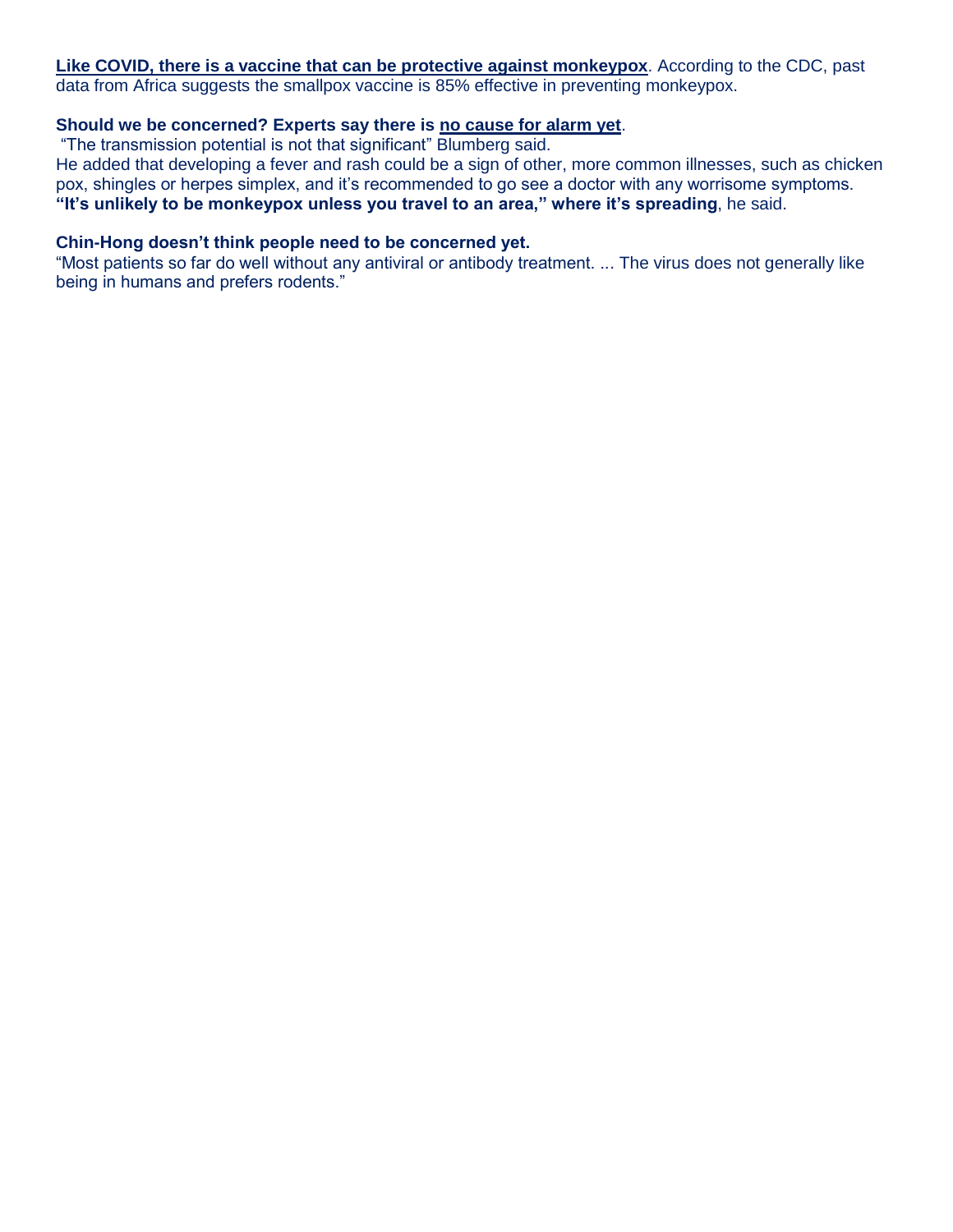**<u>Like COVID, there is a vaccine that can be protective against monkeypox</u>**. According to the CDC, past data from Africa suggests the smallpox vaccine is 85% effective in preventing monkeypox.

**Should we be concerned? Experts say there is <u>no cause for alarm yet</u>**.

"The transmission potential is not that significant" Blumberg said.

He added that developing a fever and rash could be a sign of other, more common illnesses, such as chicken pox, shingles or herpes simplex, and it's recommended to go see a doctor with any worrisome symptoms.

**"It's unlikely to be monkeypox unless you travel to an area," where it's spreading**, he said.

**Chin-Hong doesn't think people need to be concerned yet.**

"Most patients so far do well without any antiviral or antibody treatment. ... The virus does not generally like being in humans and prefers rodents."